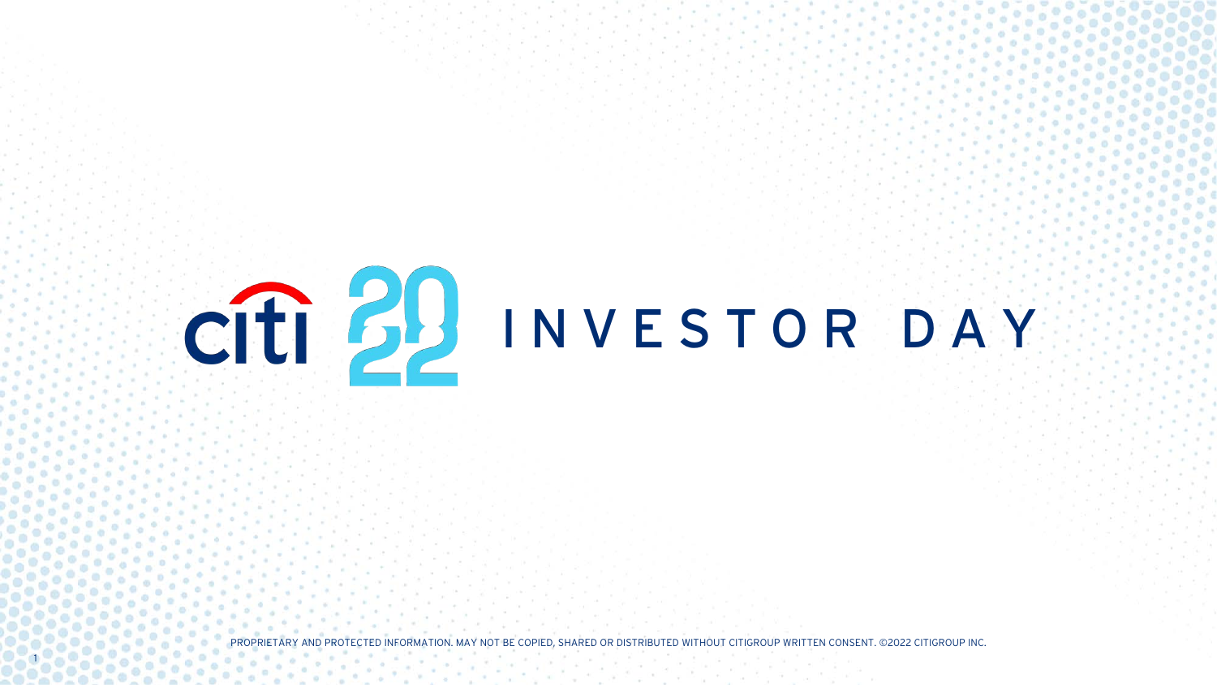# citi 2022 INVESTOR DAY

PROPRIETARY AND PROTECTED INFORMATION. MAY NOT BE COPIED, SHARED OR DISTRIBUTED WITHOUT CITIGROUP WRITTEN CONSENT. ©2022 CITIGROUP INC.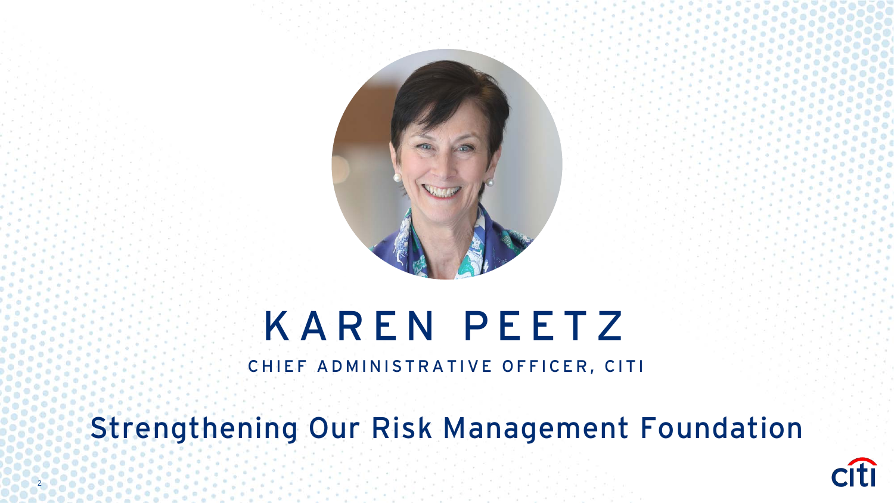# KAREN PEETZ

CHIEF ADMINISTRATIVE OFFICER, CITI

## Strengthening Our Risk Management Foundation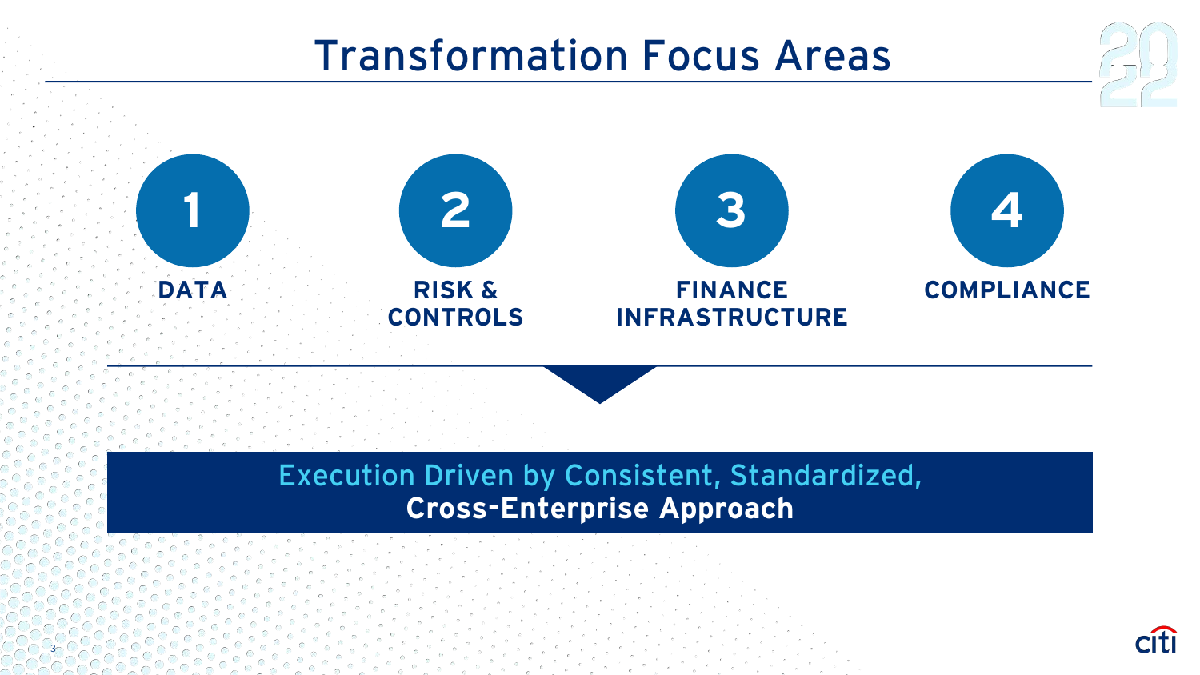# Transformation Focus Areas

1. **DATA**
2. **RISK & CONTROLS**
3. **FINANCE INFRASTRUCTURE**
4. **COMPLIANCE**

Execution Driven by Consistent, Standardized,
**Cross-Enterprise Approach**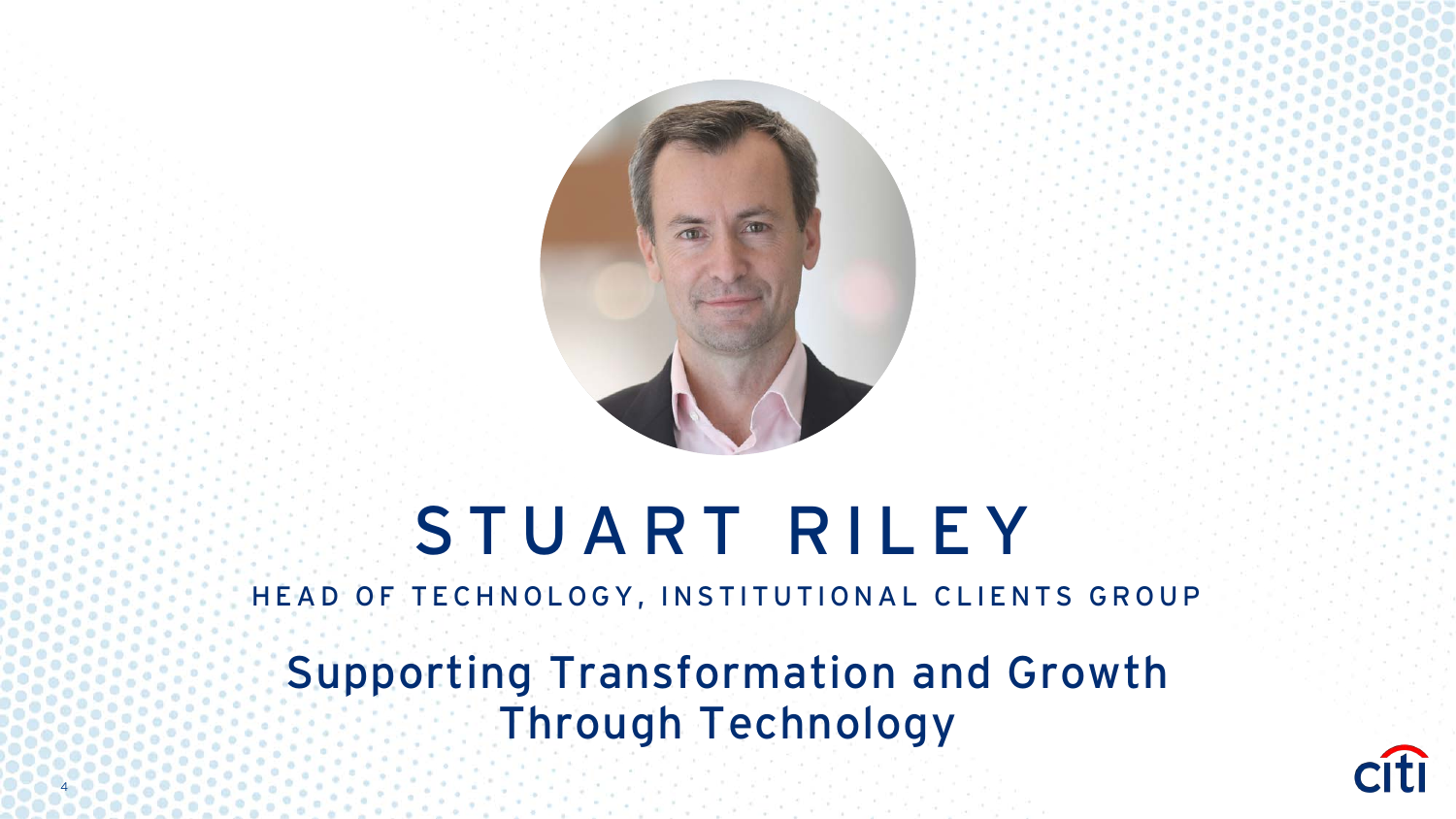# STUART RILEY

## HEAD OF TECHNOLOGY, INSTITUTIONAL CLIENTS GROUP

## Supporting Transformation and Growth Through Technology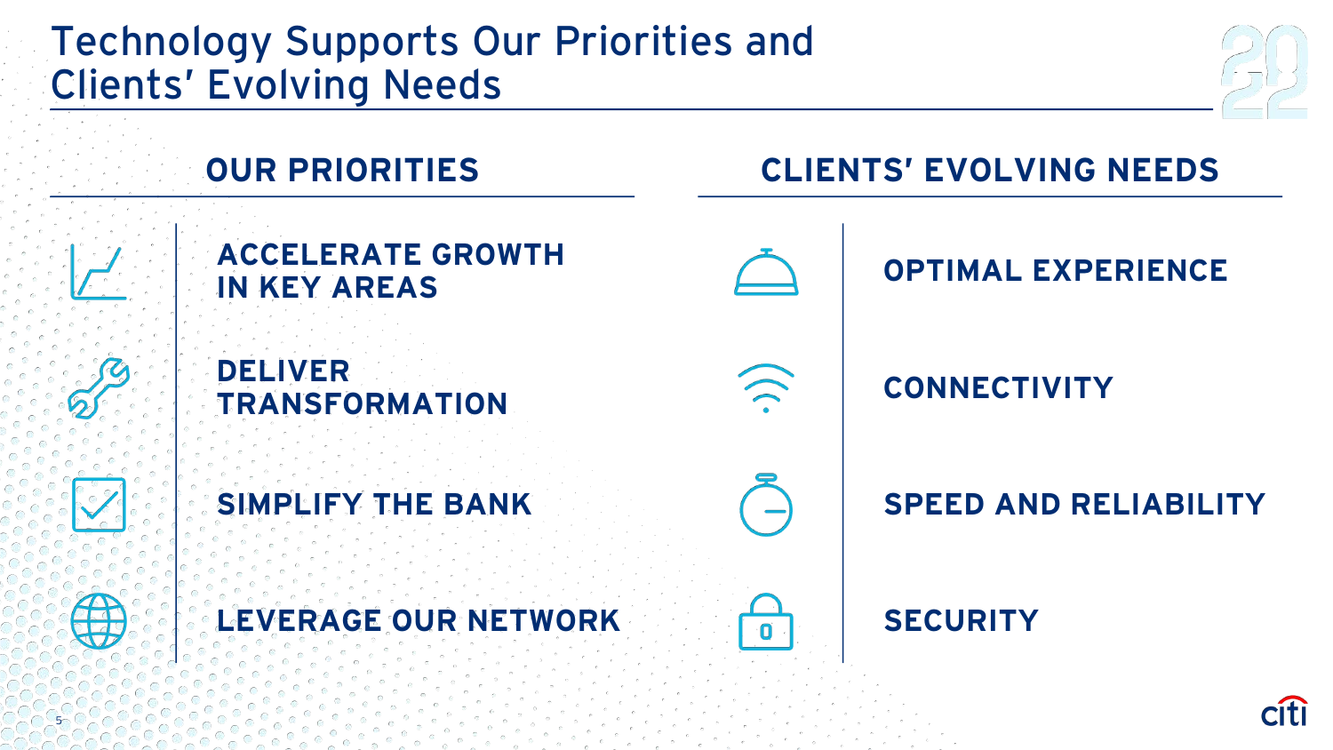# Technology Supports Our Priorities and Clients' Evolving Needs

## OUR PRIORITIES

- **ACCELERATE GROWTH IN KEY AREAS**
- **DELIVER TRANSFORMATION**
- **SIMPLIFY THE BANK**
- **LEVERAGE OUR NETWORK**

## CLIENTS' EVOLVING NEEDS

- **OPTIMAL EXPERIENCE**
- **CONNECTIVITY**
- **SPEED AND RELIABILITY**
- **SECURITY**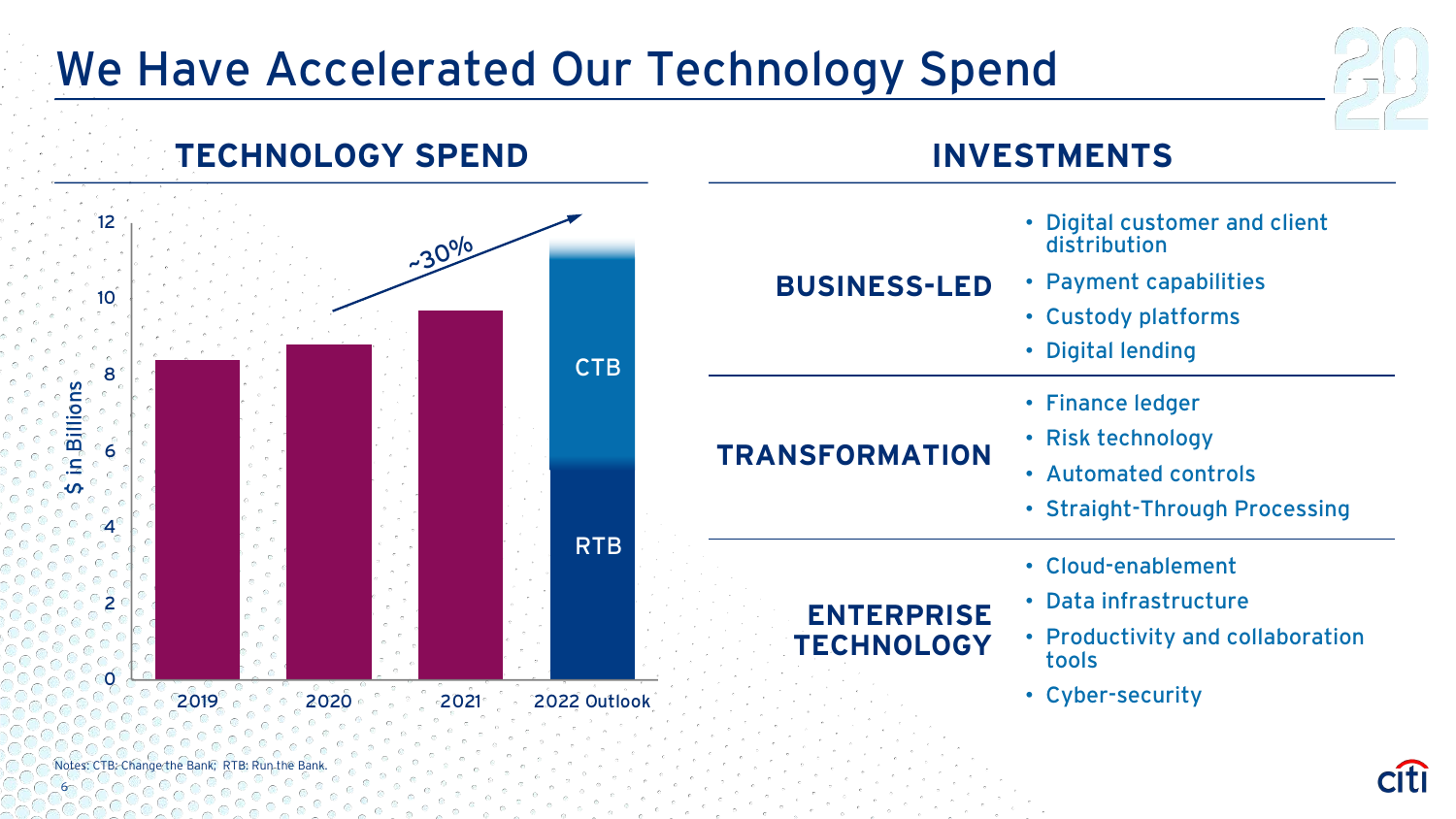# We Have Accelerated Our Technology Spend

## TECHNOLOGY SPEND

$ in Billions

~30%

| Year | Technology Spend |
|---|---|
| 2019 | ~8.4 |
| 2020 | ~8.8 |
| 2021 | ~9.7 |
| 2022 Outlook | RTB + CTB (~11+) |

CTB

RTB

## INVESTMENTS

**BUSINESS-LED**

- Digital customer and client distribution
- Payment capabilities
- Custody platforms
- Digital lending

**TRANSFORMATION**

- Finance ledger
- Risk technology
- Automated controls
- Straight-Through Processing

**ENTERPRISE TECHNOLOGY**

- Cloud-enablement
- Data infrastructure
- Productivity and collaboration tools
- Cyber-security

Notes: CTB: Change the Bank; RTB: Run the Bank.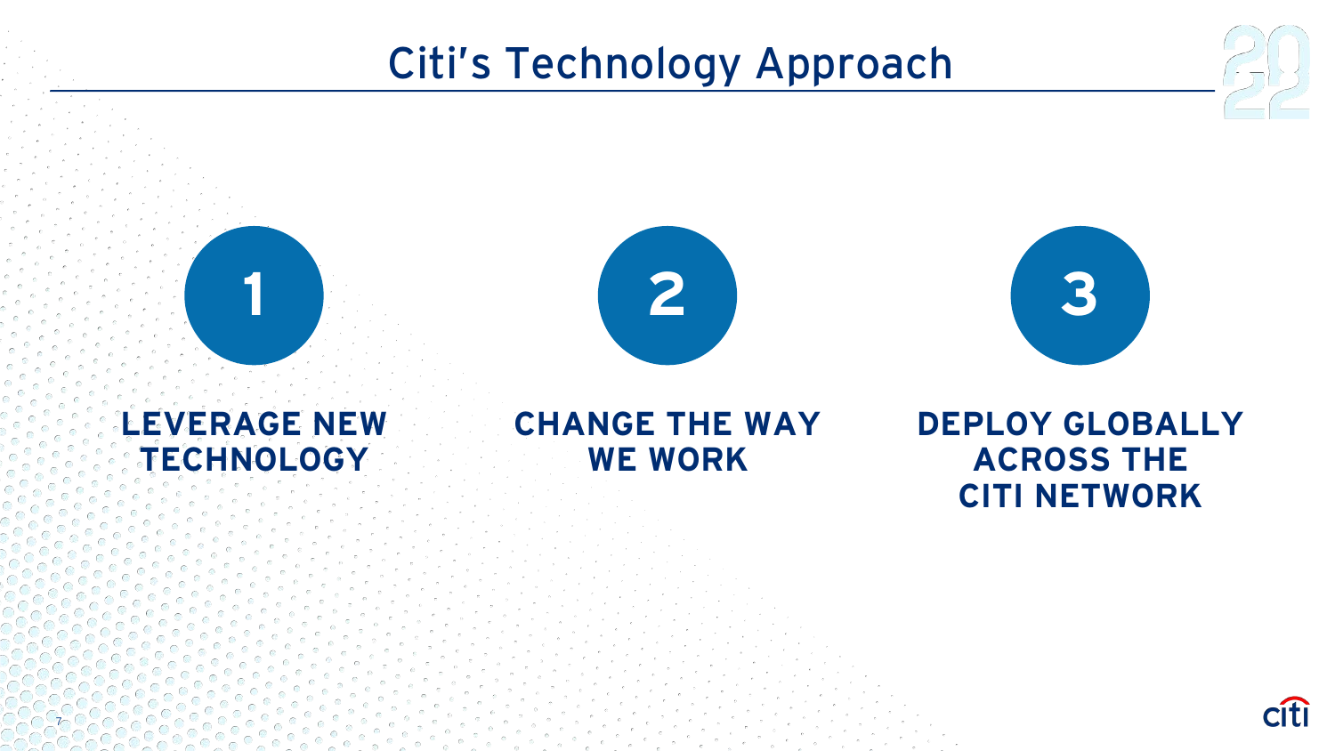# Citi's Technology Approach

1. **LEVERAGE NEW TECHNOLOGY**
2. **CHANGE THE WAY WE WORK**
3. **DEPLOY GLOBALLY ACROSS THE CITI NETWORK**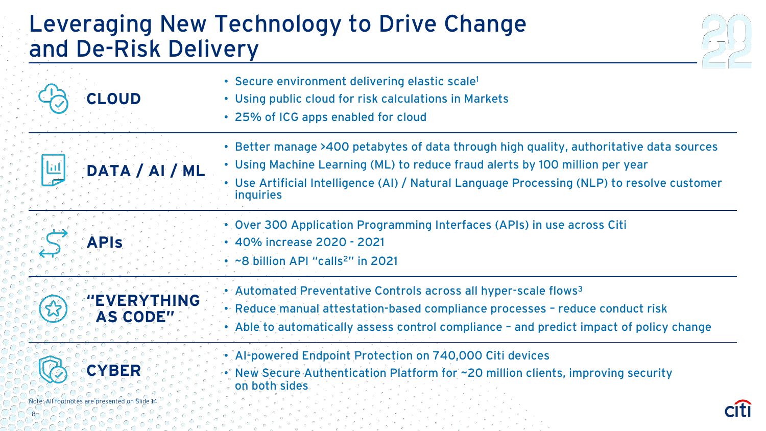# Leveraging New Technology to Drive Change and De-Risk Delivery

## CLOUD

- Secure environment delivering elastic scale[1]
- Using public cloud for risk calculations in Markets
- 25% of ICG apps enabled for cloud

## DATA / AI / ML

- Better manage >400 petabytes of data through high quality, authoritative data sources
- Using Machine Learning (ML) to reduce fraud alerts by 100 million per year
- Use Artificial Intelligence (AI) / Natural Language Processing (NLP) to resolve customer inquiries

## APIs

- Over 300 Application Programming Interfaces (APIs) in use across Citi
- 40% increase 2020 - 2021
- ~8 billion API "calls[2]" in 2021

## "EVERYTHING AS CODE"

- Automated Preventative Controls across all hyper-scale flows[3]
- Reduce manual attestation-based compliance processes – reduce conduct risk
- Able to automatically assess control compliance – and predict impact of policy change

## CYBER

- AI-powered Endpoint Protection on 740,000 Citi devices
- New Secure Authentication Platform for ~20 million clients, improving security on both sides

Note: All footnotes are presented on Slide 14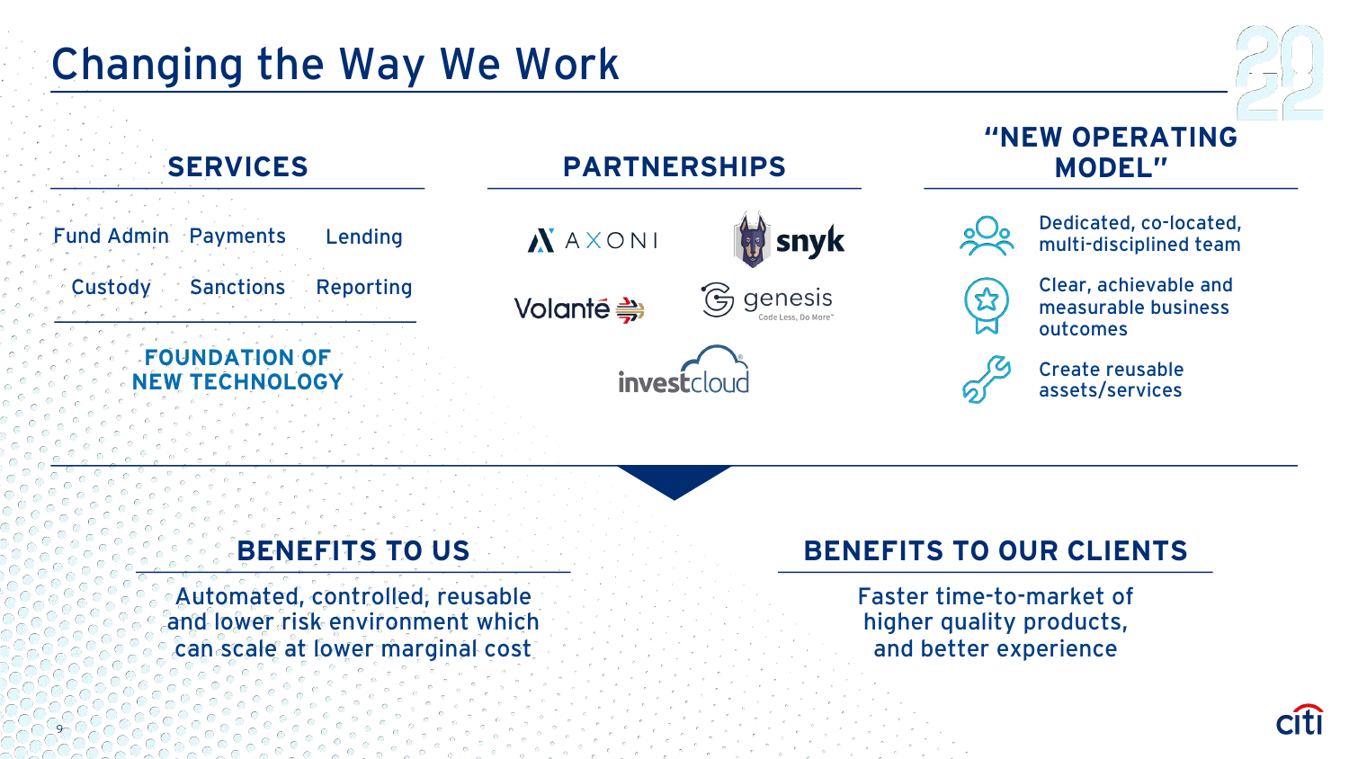# Changing the Way We Work

## SERVICES

Fund Admin | Payments | Lending
Custody | Sanctions | Reporting

**FOUNDATION OF NEW TECHNOLOGY**

## PARTNERSHIPS

- AXONI
- snyk
- Volanté
- genesis (Code Less, Do More)
- investcloud

## "NEW OPERATING MODEL"

- Dedicated, co-located, multi-disciplined team
- Clear, achievable and measurable business outcomes
- Create reusable assets/services

## BENEFITS TO US

Automated, controlled, reusable and lower risk environment which can scale at lower marginal cost

## BENEFITS TO OUR CLIENTS

Faster time-to-market of higher quality products, and better experience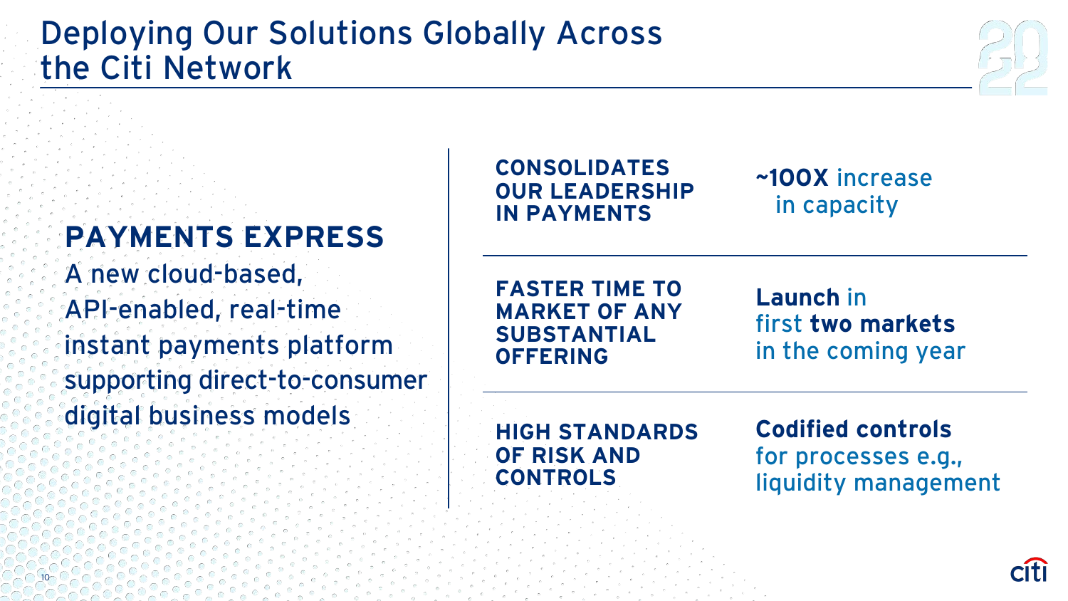# Deploying Our Solutions Globally Across the Citi Network

## PAYMENTS EXPRESS

A new cloud-based, API-enabled, real-time instant payments platform supporting direct-to-consumer digital business models

| | |
|---|---|
| **CONSOLIDATES OUR LEADERSHIP IN PAYMENTS** | **~100X** increase in capacity |
| **FASTER TIME TO MARKET OF ANY SUBSTANTIAL OFFERING** | **Launch** in first **two markets** in the coming year |
| **HIGH STANDARDS OF RISK AND CONTROLS** | **Codified controls** for processes e.g., liquidity management |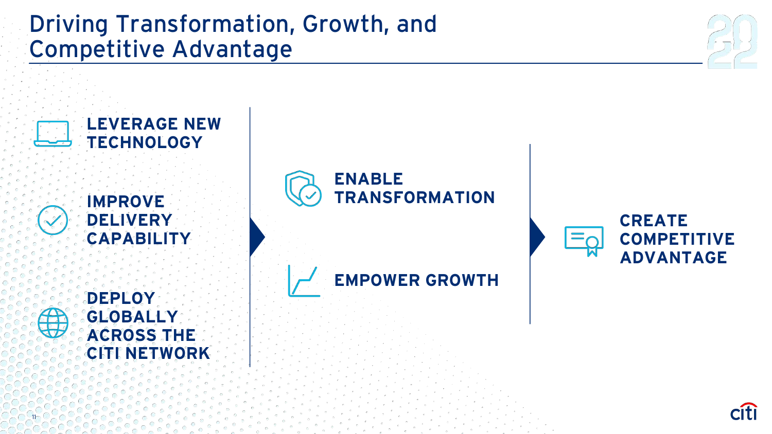# Driving Transformation, Growth, and Competitive Advantage

**LEVERAGE NEW TECHNOLOGY**

**IMPROVE DELIVERY CAPABILITY**

**DEPLOY GLOBALLY ACROSS THE CITI NETWORK**

**ENABLE TRANSFORMATION**

**EMPOWER GROWTH**

**CREATE COMPETITIVE ADVANTAGE**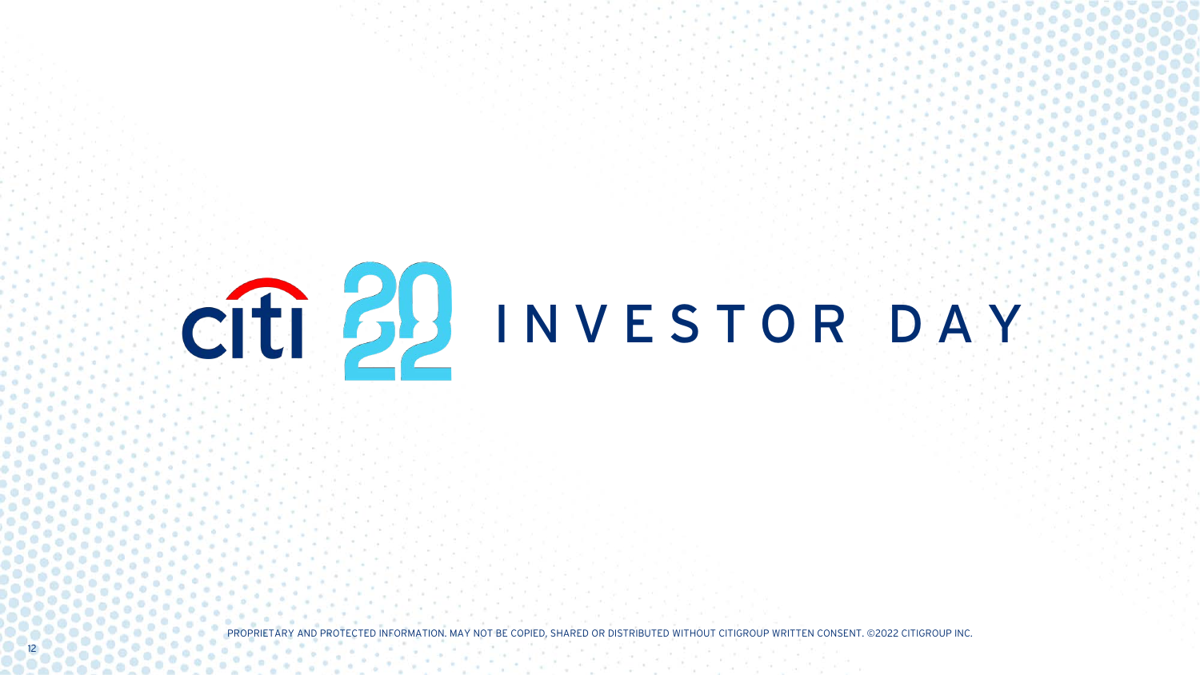# citi 2022 INVESTOR DAY

PROPRIETARY AND PROTECTED INFORMATION. MAY NOT BE COPIED, SHARED OR DISTRIBUTED WITHOUT CITIGROUP WRITTEN CONSENT. ©2022 CITIGROUP INC.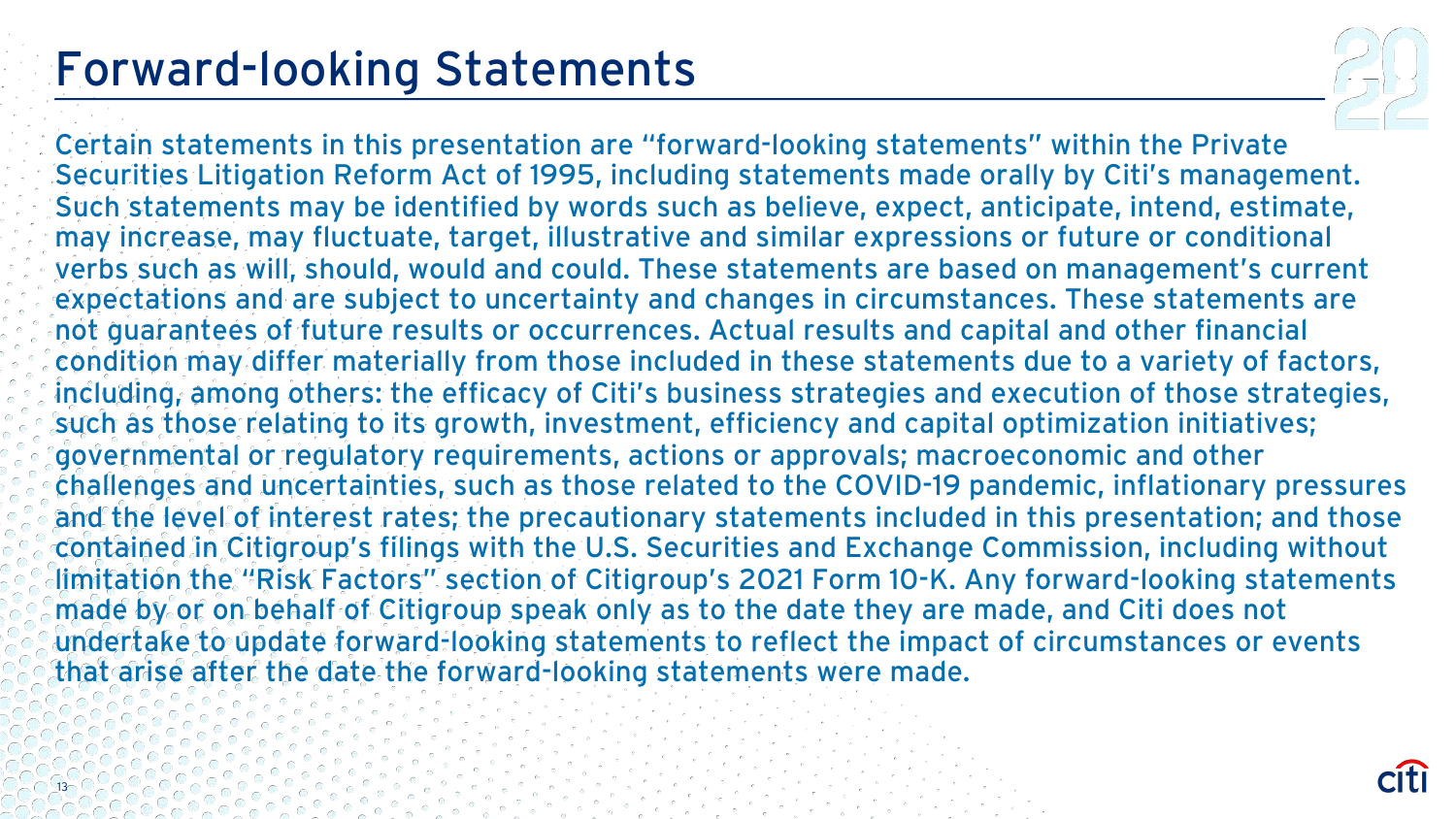# Forward-looking Statements

Certain statements in this presentation are "forward-looking statements" within the Private Securities Litigation Reform Act of 1995, including statements made orally by Citi's management. Such statements may be identified by words such as believe, expect, anticipate, intend, estimate, may increase, may fluctuate, target, illustrative and similar expressions or future or conditional verbs such as will, should, would and could. These statements are based on management's current expectations and are subject to uncertainty and changes in circumstances. These statements are not guarantees of future results or occurrences. Actual results and capital and other financial condition may differ materially from those included in these statements due to a variety of factors, including, among others: the efficacy of Citi's business strategies and execution of those strategies, such as those relating to its growth, investment, efficiency and capital optimization initiatives; governmental or regulatory requirements, actions or approvals; macroeconomic and other challenges and uncertainties, such as those related to the COVID-19 pandemic, inflationary pressures and the level of interest rates; the precautionary statements included in this presentation; and those contained in Citigroup's filings with the U.S. Securities and Exchange Commission, including without limitation the "Risk Factors" section of Citigroup's 2021 Form 10-K. Any forward-looking statements made by or on behalf of Citigroup speak only as to the date they are made, and Citi does not undertake to update forward-looking statements to reflect the impact of circumstances or events that arise after the date the forward-looking statements were made.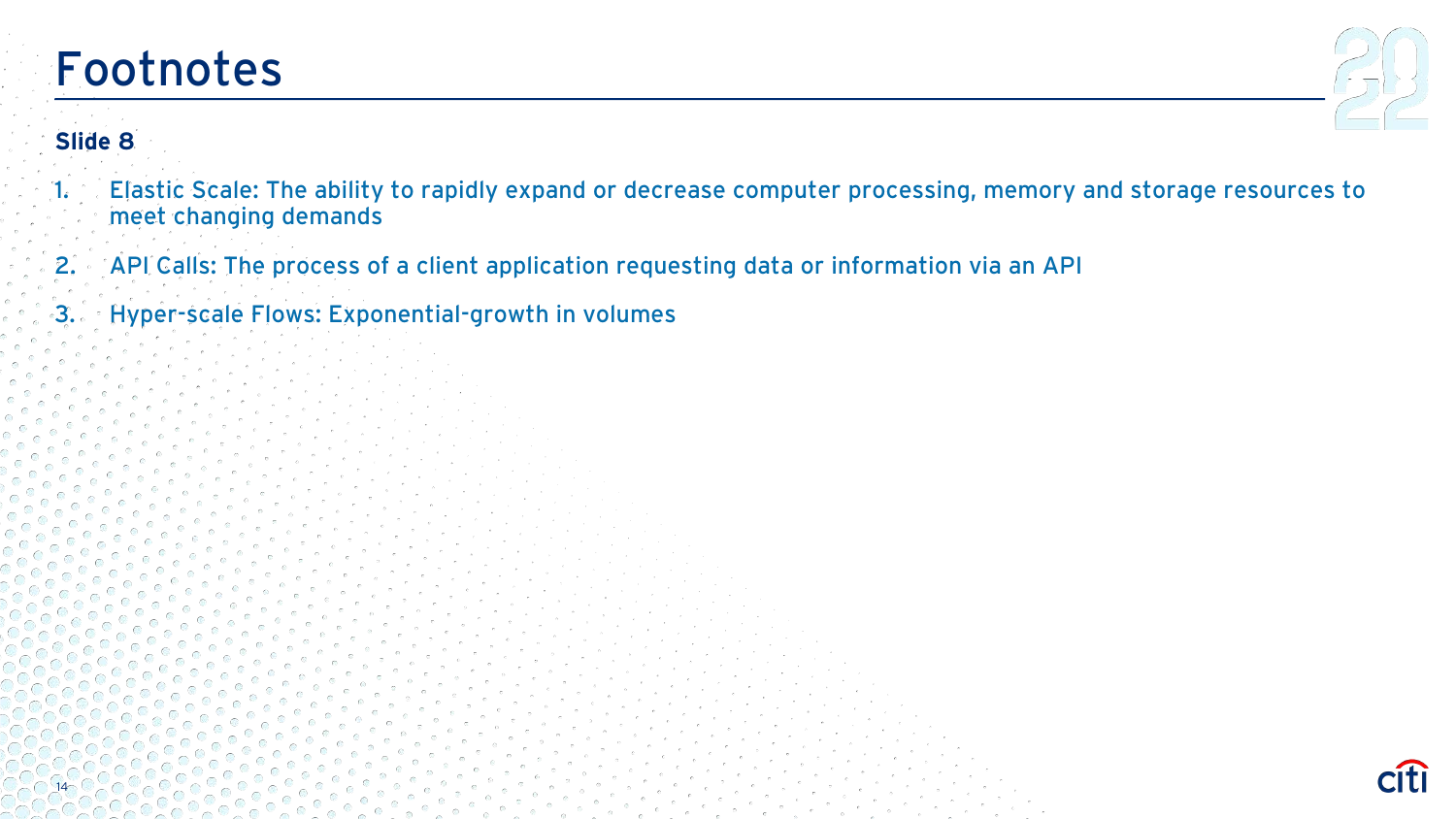# Footnotes

**Slide 8**

1. Elastic Scale: The ability to rapidly expand or decrease computer processing, memory and storage resources to meet changing demands
2. API Calls: The process of a client application requesting data or information via an API
3. Hyper-scale Flows: Exponential-growth in volumes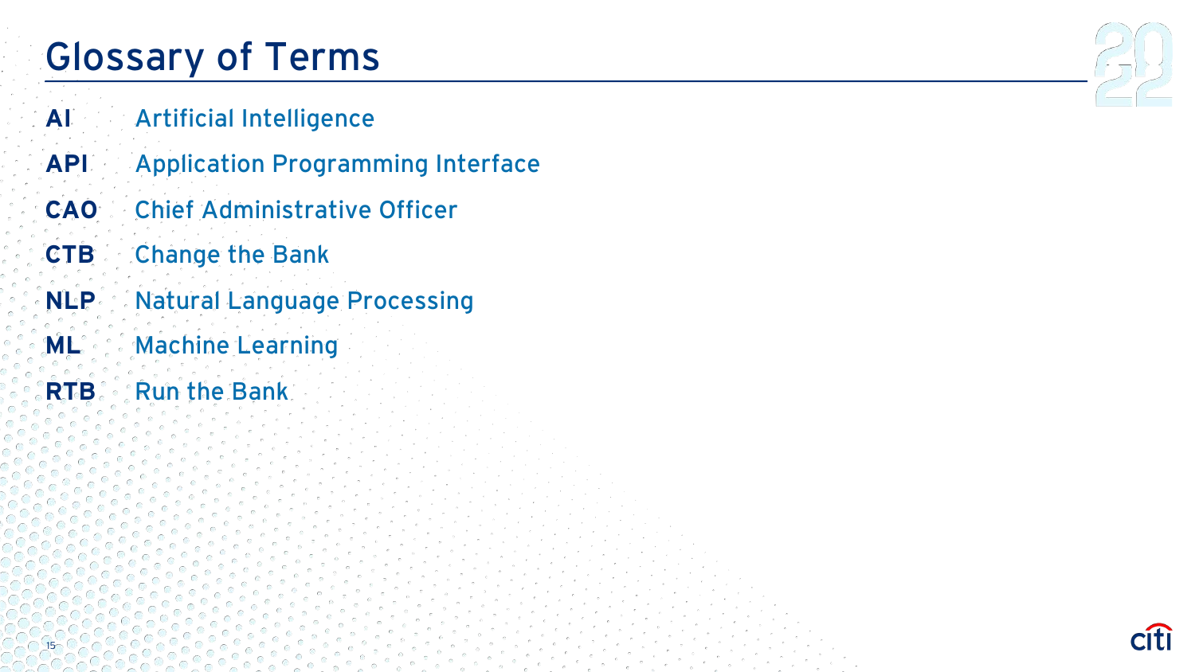# Glossary of Terms

| | |
|---|---|
| **AI** | Artificial Intelligence |
| **API** | Application Programming Interface |
| **CAO** | Chief Administrative Officer |
| **CTB** | Change the Bank |
| **NLP** | Natural Language Processing |
| **ML** | Machine Learning |
| **RTB** | Run the Bank |